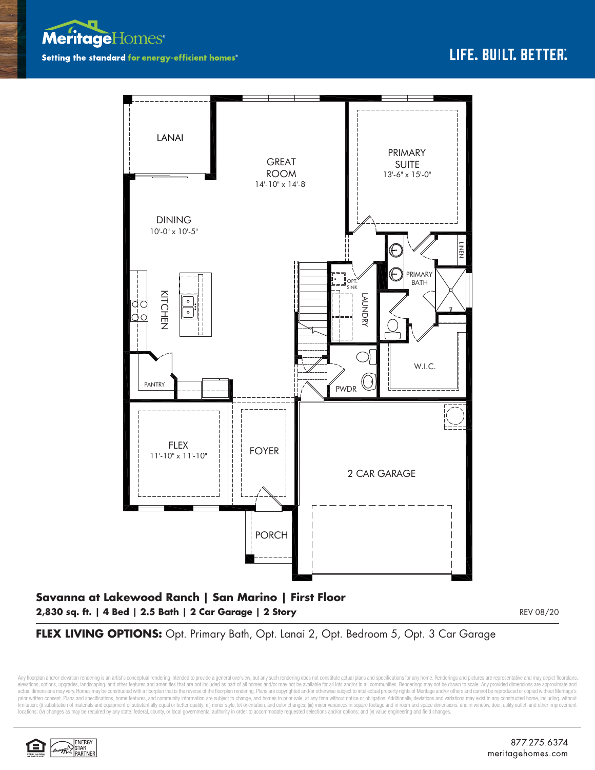**Meritage**Homes®

**Setting the standard for energy-efficient homes®**

**LIFE. BUILT. BETTER.®**

LANAI

GREAT ROOM
14'-10" x 14'-8"

PRIMARY SUITE
13'-6" x 15'-0"

DINING
10'-0" x 10'-5"

KITCHEN

OPT. SINK

LAUNDRY

PRIMARY BATH

LINEN

PANTRY

PWDR

W.I.C.

FLEX
11'-10" x 11'-10"

FOYER

2 CAR GARAGE

PORCH

**Savanna at Lakewood Ranch | San Marino | First Floor**

**2,830 sq. ft. | 4 Bed | 2.5 Bath | 2 Car Garage | 2 Story**

REV 08/20

**FLEX LIVING OPTIONS:** Opt. Primary Bath, Opt. Lanai 2, Opt. Bedroom 5, Opt. 3 Car Garage

Any floorplan and/or elevation rendering is an artist's conceptual rendering intended to provide a general overview, but any such rendering does not constitute actual plans and specifications for any home. Renderings and pictures are representative and may depict floorplans, elevations, options, upgrades, landscaping, and other features and amenities that are not included as part of all homes and/or may not be available for all lots and/or in all communities. Renderings may not be drawn to scale. Any provided dimensions are approximate and actual dimensions may vary. Homes may be constructed with a floorplan that is the reverse of the floorplan rendering. Plans are copyrighted and/or otherwise subject to intellectual property rights of Meritage and/or others and cannot be reproduced or copied without Meritage's prior written consent. Plans and specifications, home features, and community information are subject to change, and homes to prior sale, at any time without notice or obligation. Additionally, deviations and variations may exist in any constructed home, including, without limitation: (i) substitution of materials and equipment of substantially equal or better quality; (ii) minor style, lot orientation, and color changes; (iii) minor variances in square footage and in room and space dimensions, and in window, door, utility outlet, and other improvement locations; (iv) changes as may be required by any state, federal, county, or local governmental authority in order to accommodate requested selections and/or options; and (v) value engineering and field changes.

ENERGY STAR PARTNER

877.275.6374
meritagehomes.com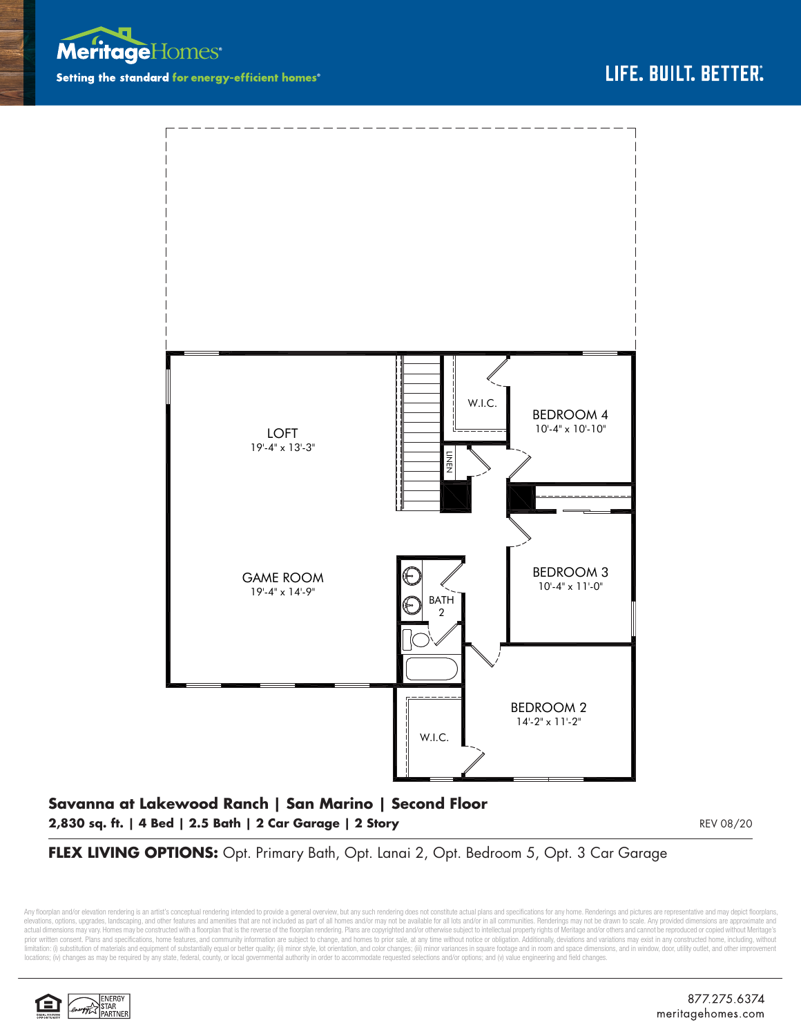MeritageHomes

Setting the standard for energy-efficient homes®

LIFE. BUILT. BETTER.®

LOFT
19'-4" x 13'-3"

GAME ROOM
19'-4" x 14'-9"

W.I.C.

BEDROOM 4
10'-4" x 10'-10"

LINEN

BEDROOM 3
10'-4" x 11'-0"

BATH 2

BEDROOM 2
14'-2" x 11'-2"

W.I.C.

**Savanna at Lakewood Ranch | San Marino | Second Floor**

**2,830 sq. ft. | 4 Bed | 2.5 Bath | 2 Car Garage | 2 Story**

REV 08/20

**FLEX LIVING OPTIONS:** Opt. Primary Bath, Opt. Lanai 2, Opt. Bedroom 5, Opt. 3 Car Garage

Any floorplan and/or elevation rendering is an artist's conceptual rendering intended to provide a general overview, but any such rendering does not constitute actual plans and specifications for any home. Renderings and pictures are representative and may depict floorplans, elevations, options, upgrades, landscaping, and other features and amenities that are not included as part of all homes and/or may not be available for all lots and/or in all communities. Renderings may not be drawn to scale. Any provided dimensions are approximate and actual dimensions may vary. Homes may be constructed with a floorplan that is the reverse of the floorplan rendering. Plans are copyrighted and/or otherwise subject to intellectual property rights of Meritage and/or others and cannot be reproduced or copied without Meritage's prior written consent. Plans and specifications, home features, and community information are subject to change, and homes to prior sale, at any time without notice or obligation. Additionally, deviations and variations may exist in any constructed home, including, without limitation: (i) substitution of materials and equipment of substantially equal or better quality; (ii) minor style, lot orientation, and color changes; (iii) minor variances in square footage and in room and space dimensions, and in window, door, utility outlet, and other improvement locations; (iv) changes as may be required by any state, federal, county, or local governmental authority in order to accommodate requested selections and/or options; and (v) value engineering and field changes.

ENERGY STAR PARTNER

877.275.6374
meritagehomes.com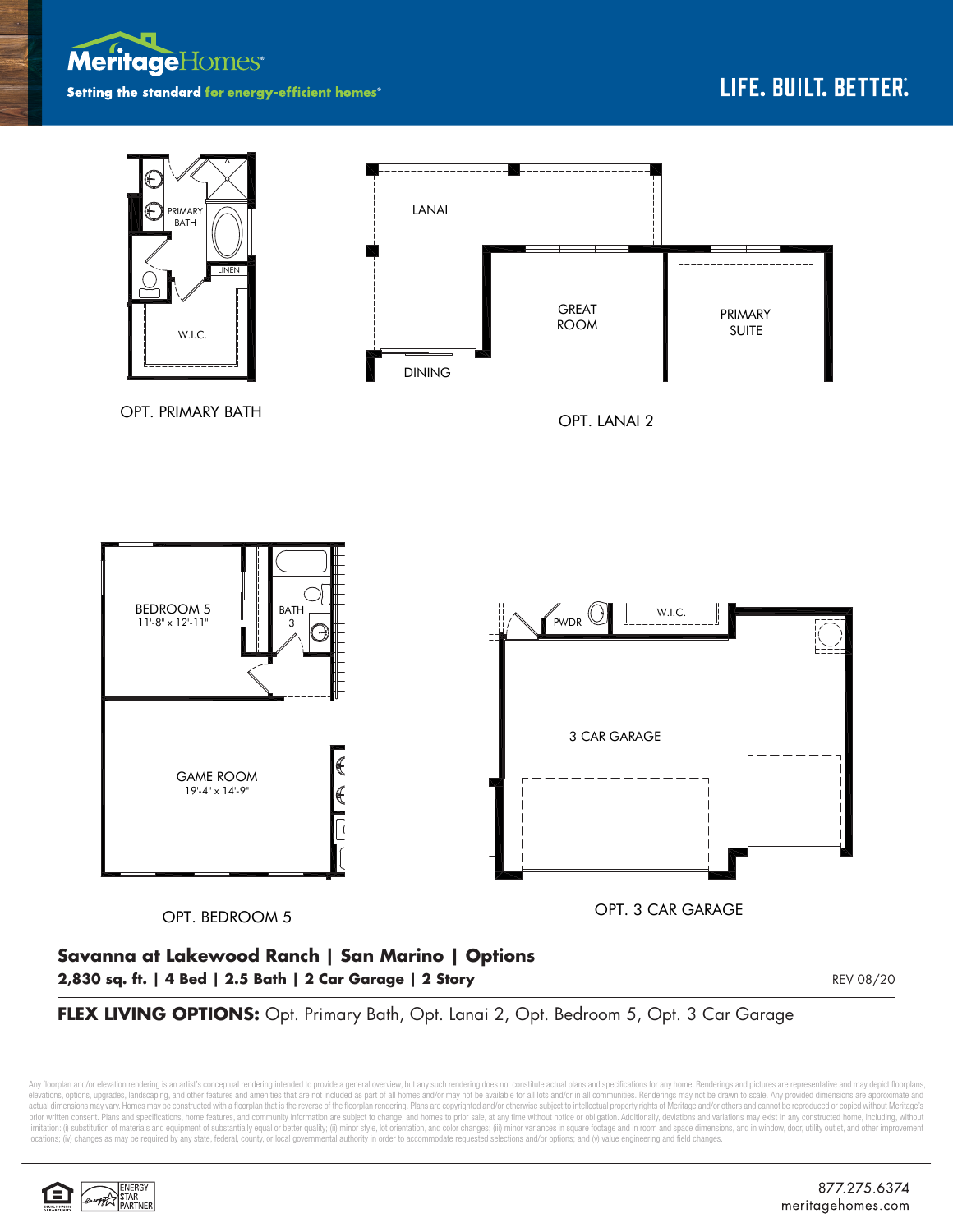MeritageHomes

Setting the standard for energy-efficient homes®

LIFE. BUILT. BETTER.

PRIMARY BATH

LINEN

W.I.C.

OPT. PRIMARY BATH

LANAI

GREAT ROOM

PRIMARY SUITE

DINING

OPT. LANAI 2

BEDROOM 5
11'-8" x 12'-11"

BATH 3

GAME ROOM
19'-4" x 14'-9"

OPT. BEDROOM 5

PWDR

W.I.C.

3 CAR GARAGE

OPT. 3 CAR GARAGE

**Savanna at Lakewood Ranch | San Marino | Options**

**2,830 sq. ft. | 4 Bed | 2.5 Bath | 2 Car Garage | 2 Story**

REV 08/20

**FLEX LIVING OPTIONS:** Opt. Primary Bath, Opt. Lanai 2, Opt. Bedroom 5, Opt. 3 Car Garage

Any floorplan and/or elevation rendering is an artist's conceptual rendering intended to provide a general overview, but any such rendering does not constitute actual plans and specifications for any home. Renderings and pictures are representative and may depict floorplans, elevations, options, upgrades, landscaping, and other features and amenities that are not included as part of all homes and/or may not be available for all lots and/or in all communities. Renderings may not be drawn to scale. Any provided dimensions are approximate and actual dimensions may vary. Homes may be constructed with a floorplan that is the reverse of the floorplan rendering. Plans are copyrighted and/or otherwise subject to intellectual property rights of Meritage and/or others and cannot be reproduced or copied without Meritage's prior written consent. Plans and specifications, home features, and community information are subject to change, and homes to prior sale, at any time without notice or obligation. Additionally, deviations and variations may exist in any constructed home, including, without limitation: (i) substitution of materials and equipment of substantially equal or better quality; (ii) minor style, lot orientation, and color changes; (iii) minor variances in square footage and in room and space dimensions, and in window, door, utility outlet, and other improvement locations; (iv) changes as may be required by any state, federal, county, or local governmental authority in order to accommodate requested selections and/or options; and (v) value engineering and field changes.

ENERGY STAR PARTNER

877.275.6374
meritagehomes.com